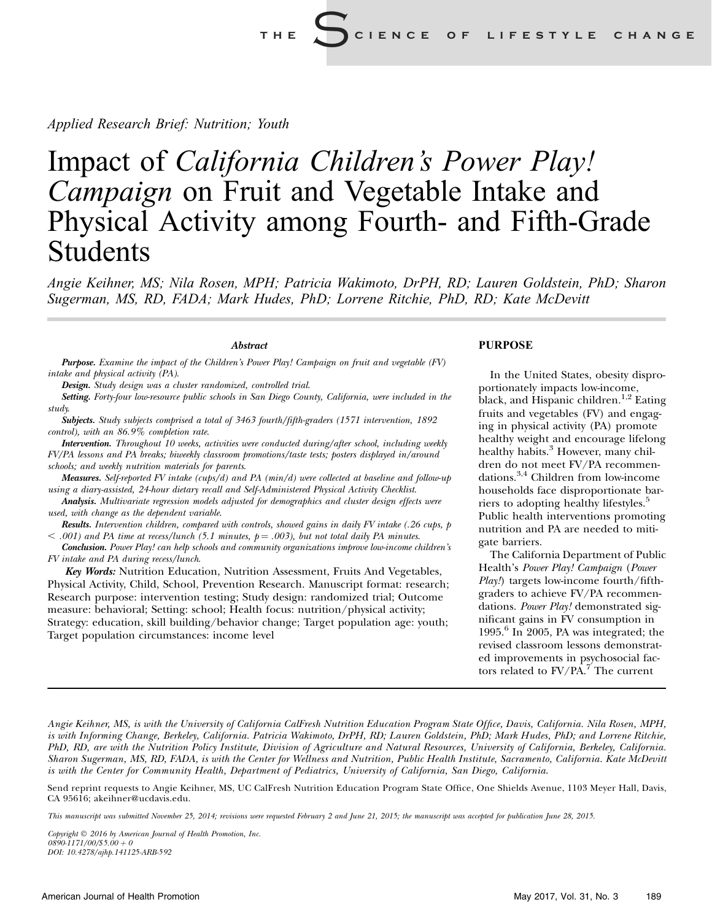*Applied Research Brief: Nutrition; Youth*

# Impact of *California Children's Power Play! Campaign* on Fruit and Vegetable Intake and Physical Activity among Fourth- and Fifth-Grade Students

*Angie Keihner, MS; Nila Rosen, MPH; Patricia Wakimoto, DrPH, RD; Lauren Goldstein, PhD; Sharon Sugerman, MS, RD, FADA; Mark Hudes, PhD; Lorrene Ritchie, PhD, RD; Kate McDevitt*

### Abstract

***Purpose.*** *Examine the impact of the Children's Power Play! Campaign on fruit and vegetable (FV) intake and physical activity (PA).*

***Design.*** *Study design was a cluster randomized, controlled trial.*

***Setting.*** *Forty-four low-resource public schools in San Diego County, California, were included in the study.*

***Subjects.*** *Study subjects comprised a total of 3463 fourth/fifth-graders (1571 intervention, 1892 control), with an 86.9% completion rate.*

***Intervention.*** *Throughout 10 weeks, activities were conducted during/after school, including weekly FV/PA lessons and PA breaks; biweekly classroom promotions/taste tests; posters displayed in/around schools; and weekly nutrition materials for parents.*

***Measures.*** *Self-reported FV intake (cups/d) and PA (min/d) were collected at baseline and follow-up using a diary-assisted, 24-hour dietary recall and Self-Administered Physical Activity Checklist.*

***Analysis.*** *Multivariate regression models adjusted for demographics and cluster design effects were used, with change as the dependent variable.*

***Results.*** *Intervention children, compared with controls, showed gains in daily FV intake (.26 cups, $p < .001$) and PA time at recess/lunch (5.1 minutes, $p = .003$), but not total daily PA minutes.*

***Conclusion.*** *Power Play! can help schools and community organizations improve low-income children's FV intake and PA during recess/lunch.*

***Key Words:*** Nutrition Education, Nutrition Assessment, Fruits And Vegetables, Physical Activity, Child, School, Prevention Research. Manuscript format: research; Research purpose: intervention testing; Study design: randomized trial; Outcome measure: behavioral; Setting: school; Health focus: nutrition/physical activity; Strategy: education, skill building/behavior change; Target population age: youth; Target population circumstances: income level

## PURPOSE

In the United States, obesity disproportionately impacts low-income, black, and Hispanic children.[1,2] Eating fruits and vegetables (FV) and engaging in physical activity (PA) promote healthy weight and encourage lifelong healthy habits.[3] However, many children do not meet FV/PA recommendations.[3,4] Children from low-income households face disproportionate barriers to adopting healthy lifestyles.[5] Public health interventions promoting nutrition and PA are needed to mitigate barriers.

The California Department of Public Health's *Power Play! Campaign* (*Power Play!*) targets low-income fourth/fifth-graders to achieve FV/PA recommendations. *Power Play!* demonstrated significant gains in FV consumption in 1995.[6] In 2005, PA was integrated; the revised classroom lessons demonstrated improvements in psychosocial factors related to FV/PA.[7] The current

---

*Angie Keihner, MS, is with the University of California CalFresh Nutrition Education Program State Office, Davis, California. Nila Rosen, MPH, is with Informing Change, Berkeley, California. Patricia Wakimoto, DrPH, RD; Lauren Goldstein, PhD; Mark Hudes, PhD; and Lorrene Ritchie, PhD, RD, are with the Nutrition Policy Institute, Division of Agriculture and Natural Resources, University of California, Berkeley, California. Sharon Sugerman, MS, RD, FADA, is with the Center for Wellness and Nutrition, Public Health Institute, Sacramento, California. Kate McDevitt is with the Center for Community Health, Department of Pediatrics, University of California, San Diego, California.*

Send reprint requests to Angie Keihner, MS, UC CalFresh Nutrition Education Program State Office, One Shields Avenue, 1103 Meyer Hall, Davis, CA 95616; akeihner@ucdavis.edu.

*This manuscript was submitted November 25, 2014; revisions were requested February 2 and June 21, 2015; the manuscript was accepted for publication June 28, 2015.*

*Copyright © 2016 by American Journal of Health Promotion, Inc.*
*0890-1171/00/\$5.00 + 0*
*DOI: 10.4278/ajhp.141125-ARB-592*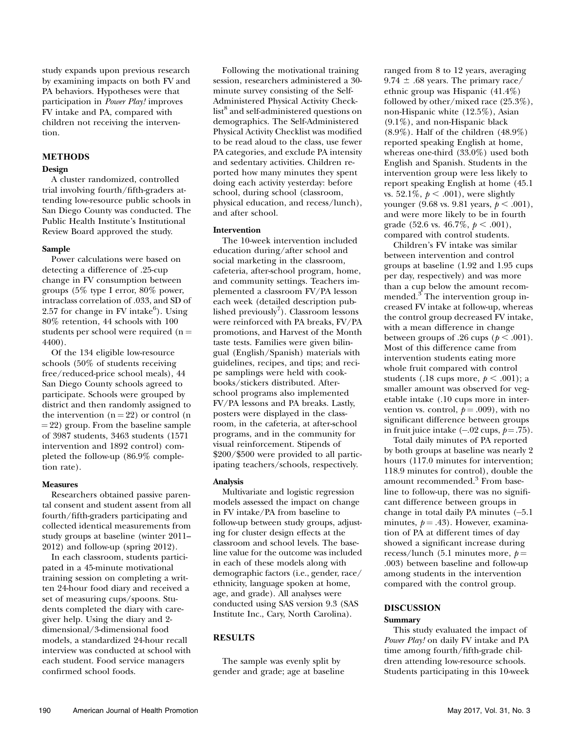study expands upon previous research by examining impacts on both FV and PA behaviors. Hypotheses were that participation in *Power Play!* improves FV intake and PA, compared with children not receiving the intervention.

## METHODS

### Design

A cluster randomized, controlled trial involving fourth/fifth-graders attending low-resource public schools in San Diego County was conducted. The Public Health Institute's Institutional Review Board approved the study.

### Sample

Power calculations were based on detecting a difference of .25-cup change in FV consumption between groups (5% type I error, 80% power, intraclass correlation of .033, and SD of 2.57 for change in FV intake[6]). Using 80% retention, 44 schools with 100 students per school were required ($n = 4400$).

Of the 134 eligible low-resource schools (50% of students receiving free/reduced-price school meals), 44 San Diego County schools agreed to participate. Schools were grouped by district and then randomly assigned to the intervention ($n = 22$) or control ($n = 22$) group. From the baseline sample of 3987 students, 3463 students (1571 intervention and 1892 control) completed the follow-up (86.9% completion rate).

### Measures

Researchers obtained passive parental consent and student assent from all fourth/fifth-graders participating and collected identical measurements from study groups at baseline (winter 2011–2012) and follow-up (spring 2012).

In each classroom, students participated in a 45-minute motivational training session on completing a written 24-hour food diary and received a set of measuring cups/spoons. Students completed the diary with caregiver help. Using the diary and 2-dimensional/3-dimensional food models, a standardized 24-hour recall interview was conducted at school with each student. Food service managers confirmed school foods.

Following the motivational training session, researchers administered a 30-minute survey consisting of the Self-Administered Physical Activity Checklist[8] and self-administered questions on demographics. The Self-Administered Physical Activity Checklist was modified to be read aloud to the class, use fewer PA categories, and exclude PA intensity and sedentary activities. Children reported how many minutes they spent doing each activity yesterday: before school, during school (classroom, physical education, and recess/lunch), and after school.

### Intervention

The 10-week intervention included education during/after school and social marketing in the classroom, cafeteria, after-school program, home, and community settings. Teachers implemented a classroom FV/PA lesson each week (detailed description published previously[7]). Classroom lessons were reinforced with PA breaks, FV/PA promotions, and Harvest of the Month taste tests. Families were given bilingual (English/Spanish) materials with guidelines, recipes, and tips; and recipe samplings were held with cookbooks/stickers distributed. After-school programs also implemented FV/PA lessons and PA breaks. Lastly, posters were displayed in the classroom, in the cafeteria, at after-school programs, and in the community for visual reinforcement. Stipends of \$200/\$500 were provided to all participating teachers/schools, respectively.

### Analysis

Multivariate and logistic regression models assessed the impact on change in FV intake/PA from baseline to follow-up between study groups, adjusting for cluster design effects at the classroom and school levels. The baseline value for the outcome was included in each of these models along with demographic factors (i.e., gender, race/ethnicity, language spoken at home, age, and grade). All analyses were conducted using SAS version 9.3 (SAS Institute Inc., Cary, North Carolina).

## RESULTS

The sample was evenly split by gender and grade; age at baseline ranged from 8 to 12 years, averaging $9.74 \pm .68$ years. The primary race/ethnic group was Hispanic (41.4%) followed by other/mixed race (25.3%), non-Hispanic white (12.5%), Asian (9.1%), and non-Hispanic black (8.9%). Half of the children (48.9%) reported speaking English at home, whereas one-third (33.0%) used both English and Spanish. Students in the intervention group were less likely to report speaking English at home (45.1 vs. 52.1%, $p < .001$), were slightly younger (9.68 vs. 9.81 years, $p < .001$), and were more likely to be in fourth grade (52.6 vs. 46.7%, $p < .001$), compared with control students.

Children's FV intake was similar between intervention and control groups at baseline (1.92 and 1.95 cups per day, respectively) and was more than a cup below the amount recommended.[3] The intervention group increased FV intake at follow-up, whereas the control group decreased FV intake, with a mean difference in change between groups of .26 cups ($p < .001$). Most of this difference came from intervention students eating more whole fruit compared with control students (.18 cups more, $p < .001$); a smaller amount was observed for vegetable intake (.10 cups more in intervention vs. control, $p = .009$), with no significant difference between groups in fruit juice intake (–.02 cups, $p = .75$).

Total daily minutes of PA reported by both groups at baseline was nearly 2 hours (117.0 minutes for intervention; 118.9 minutes for control), double the amount recommended.[3] From baseline to follow-up, there was no significant difference between groups in change in total daily PA minutes (–5.1 minutes, $p = .43$). However, examination of PA at different times of day showed a significant increase during recess/lunch (5.1 minutes more, $p = .003$) between baseline and follow-up among students in the intervention compared with the control group.

## DISCUSSION

### Summary

This study evaluated the impact of *Power Play!* on daily FV intake and PA time among fourth/fifth-grade children attending low-resource schools. Students participating in this 10-week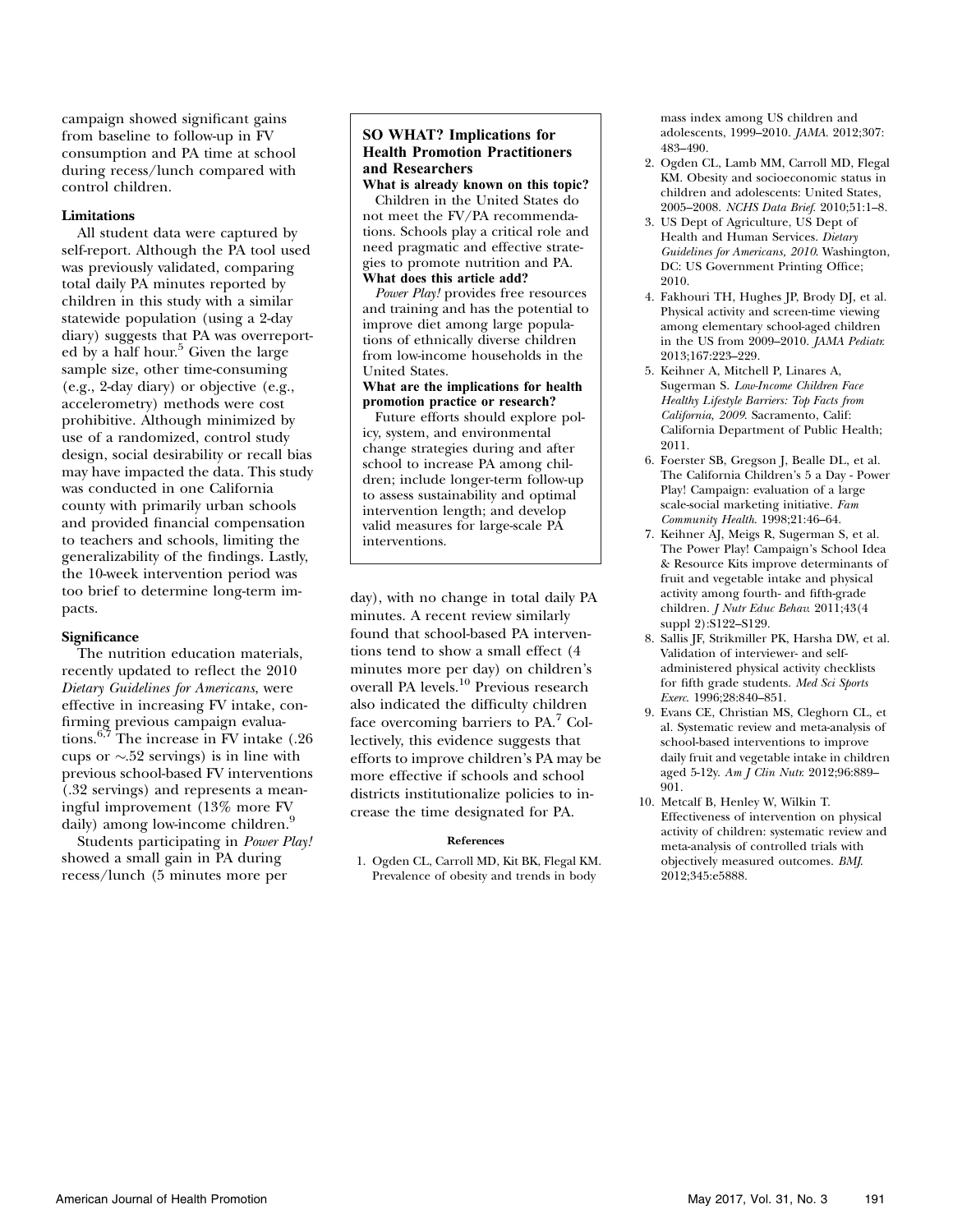campaign showed significant gains from baseline to follow-up in FV consumption and PA time at school during recess/lunch compared with control children.

**Limitations**

All student data were captured by self-report. Although the PA tool used was previously validated, comparing total daily PA minutes reported by children in this study with a similar statewide population (using a 2-day diary) suggests that PA was overreported by a half hour.[5] Given the large sample size, other time-consuming (e.g., 2-day diary) or objective (e.g., accelerometry) methods were cost prohibitive. Although minimized by use of a randomized, control study design, social desirability or recall bias may have impacted the data. This study was conducted in one California county with primarily urban schools and provided financial compensation to teachers and schools, limiting the generalizability of the findings. Lastly, the 10-week intervention period was too brief to determine long-term impacts.

**Significance**

The nutrition education materials, recently updated to reflect the 2010 *Dietary Guidelines for Americans*, were effective in increasing FV intake, confirming previous campaign evaluations.[6,7] The increase in FV intake (.26 cups or ~.52 servings) is in line with previous school-based FV interventions (.32 servings) and represents a meaningful improvement (13% more FV daily) among low-income children.[9]

Students participating in *Power Play!* showed a small gain in PA during recess/lunch (5 minutes more per day), with no change in total daily PA minutes. A recent review similarly found that school-based PA interventions tend to show a small effect (4 minutes more per day) on children's overall PA levels.[10] Previous research also indicated the difficulty children face overcoming barriers to PA.[7] Collectively, this evidence suggests that efforts to improve children's PA may be more effective if schools and school districts institutionalize policies to increase the time designated for PA.

**SO WHAT? Implications for Health Promotion Practitioners and Researchers**

**What is already known on this topic?**

Children in the United States do not meet the FV/PA recommendations. Schools play a critical role and need pragmatic and effective strategies to promote nutrition and PA.

**What does this article add?**

*Power Play!* provides free resources and training and has the potential to improve diet among large populations of ethnically diverse children from low-income households in the United States.

**What are the implications for health promotion practice or research?**

Future efforts should explore policy, system, and environmental change strategies during and after school to increase PA among children; include longer-term follow-up to assess sustainability and optimal intervention length; and develop valid measures for large-scale PA interventions.

**References**

1. Ogden CL, Carroll MD, Kit BK, Flegal KM. Prevalence of obesity and trends in body mass index among US children and adolescents, 1999–2010. *JAMA*. 2012;307:483–490.
2. Ogden CL, Lamb MM, Carroll MD, Flegal KM. Obesity and socioeconomic status in children and adolescents: United States, 2005–2008. *NCHS Data Brief*. 2010;51:1–8.
3. US Dept of Agriculture, US Dept of Health and Human Services. *Dietary Guidelines for Americans, 2010*. Washington, DC: US Government Printing Office; 2010.
4. Fakhouri TH, Hughes JP, Brody DJ, et al. Physical activity and screen-time viewing among elementary school-aged children in the US from 2009–2010. *JAMA Pediatr*. 2013;167:223–229.
5. Keihner A, Mitchell P, Linares A, Sugerman S. *Low-Income Children Face Healthy Lifestyle Barriers: Top Facts from California, 2009*. Sacramento, Calif: California Department of Public Health; 2011.
6. Foerster SB, Gregson J, Bealle DL, et al. The California Children's 5 a Day - Power Play! Campaign: evaluation of a large scale-social marketing initiative. *Fam Community Health*. 1998;21:46–64.
7. Keihner AJ, Meigs R, Sugerman S, et al. The Power Play! Campaign's School Idea & Resource Kits improve determinants of fruit and vegetable intake and physical activity among fourth- and fifth-grade children. *J Nutr Educ Behav*. 2011;43(4 suppl 2):S122–S129.
8. Sallis JF, Strikmiller PK, Harsha DW, et al. Validation of interviewer- and self-administered physical activity checklists for fifth grade students. *Med Sci Sports Exerc*. 1996;28:840–851.
9. Evans CE, Christian MS, Cleghorn CL, et al. Systematic review and meta-analysis of school-based interventions to improve daily fruit and vegetable intake in children aged 5-12y. *Am J Clin Nutr*. 2012;96:889–901.
10. Metcalf B, Henley W, Wilkin T. Effectiveness of intervention on physical activity of children: systematic review and meta-analysis of controlled trials with objectively measured outcomes. *BMJ*. 2012;345:e5888.